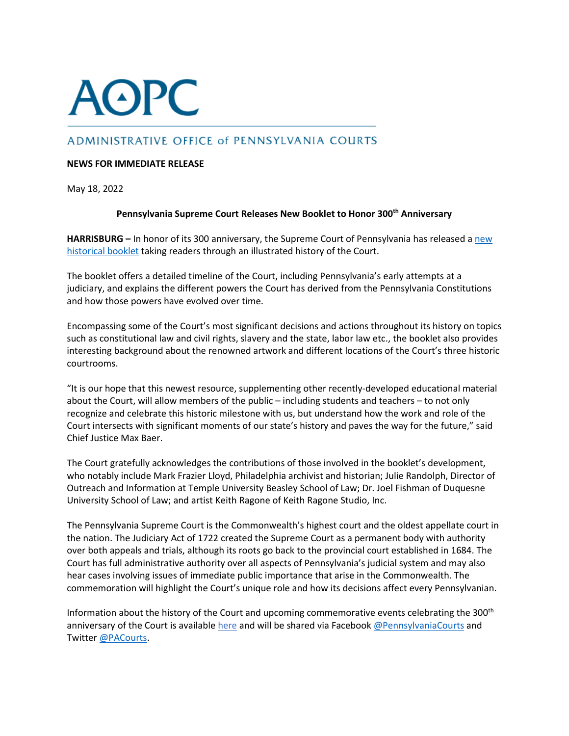# AOPC

## ADMINISTRATIVE OFFICE of PENNSYLVANIA COURTS

**NEWS FOR IMMEDIATE RELEASE**

May 18, 2022

**Pennsylvania Supreme Court Releases New Booklet to Honor 300th Anniversary**

**HARRISBURG –** In honor of its 300 anniversary, the Supreme Court of Pennsylvania has released a new historical booklet taking readers through an illustrated history of the Court.

The booklet offers a detailed timeline of the Court, including Pennsylvania's early attempts at a judiciary, and explains the different powers the Court has derived from the Pennsylvania Constitutions and how those powers have evolved over time.

Encompassing some of the Court's most significant decisions and actions throughout its history on topics such as constitutional law and civil rights, slavery and the state, labor law etc., the booklet also provides interesting background about the renowned artwork and different locations of the Court's three historic courtrooms.

"It is our hope that this newest resource, supplementing other recently-developed educational material about the Court, will allow members of the public – including students and teachers – to not only recognize and celebrate this historic milestone with us, but understand how the work and role of the Court intersects with significant moments of our state's history and paves the way for the future," said Chief Justice Max Baer.

The Court gratefully acknowledges the contributions of those involved in the booklet's development, who notably include Mark Frazier Lloyd, Philadelphia archivist and historian; Julie Randolph, Director of Outreach and Information at Temple University Beasley School of Law; Dr. Joel Fishman of Duquesne University School of Law; and artist Keith Ragone of Keith Ragone Studio, Inc.

The Pennsylvania Supreme Court is the Commonwealth's highest court and the oldest appellate court in the nation. The Judiciary Act of 1722 created the Supreme Court as a permanent body with authority over both appeals and trials, although its roots go back to the provincial court established in 1684. The Court has full administrative authority over all aspects of Pennsylvania's judicial system and may also hear cases involving issues of immediate public importance that arise in the Commonwealth. The commemoration will highlight the Court's unique role and how its decisions affect every Pennsylvanian.

Information about the history of the Court and upcoming commemorative events celebrating the 300th anniversary of the Court is available here and will be shared via Facebook @PennsylvaniaCourts and Twitter @PACourts.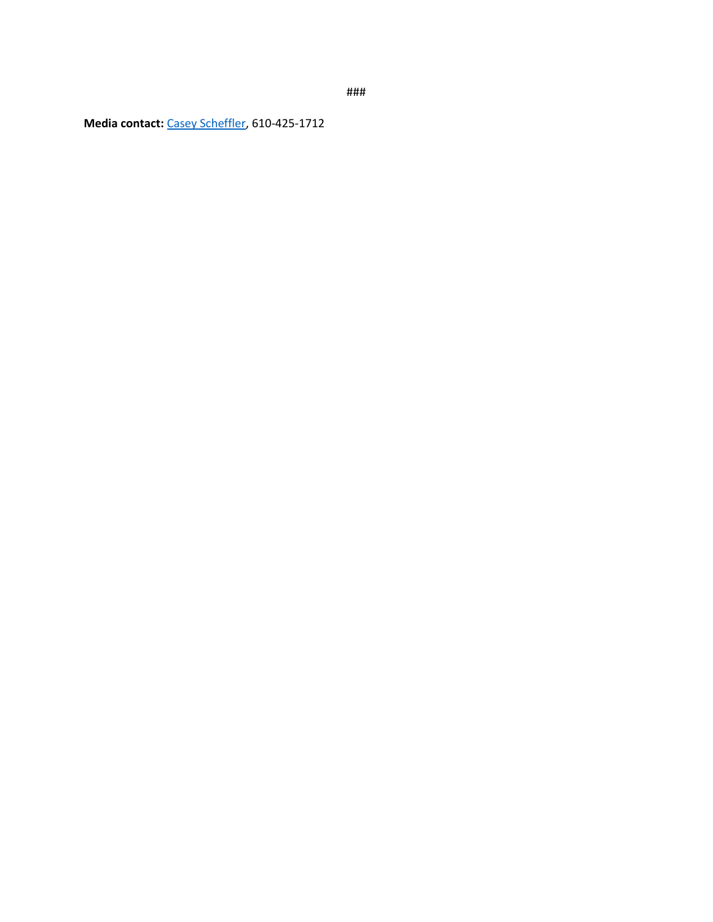###

**Media contact:** Casey Scheffler, 610-425-1712